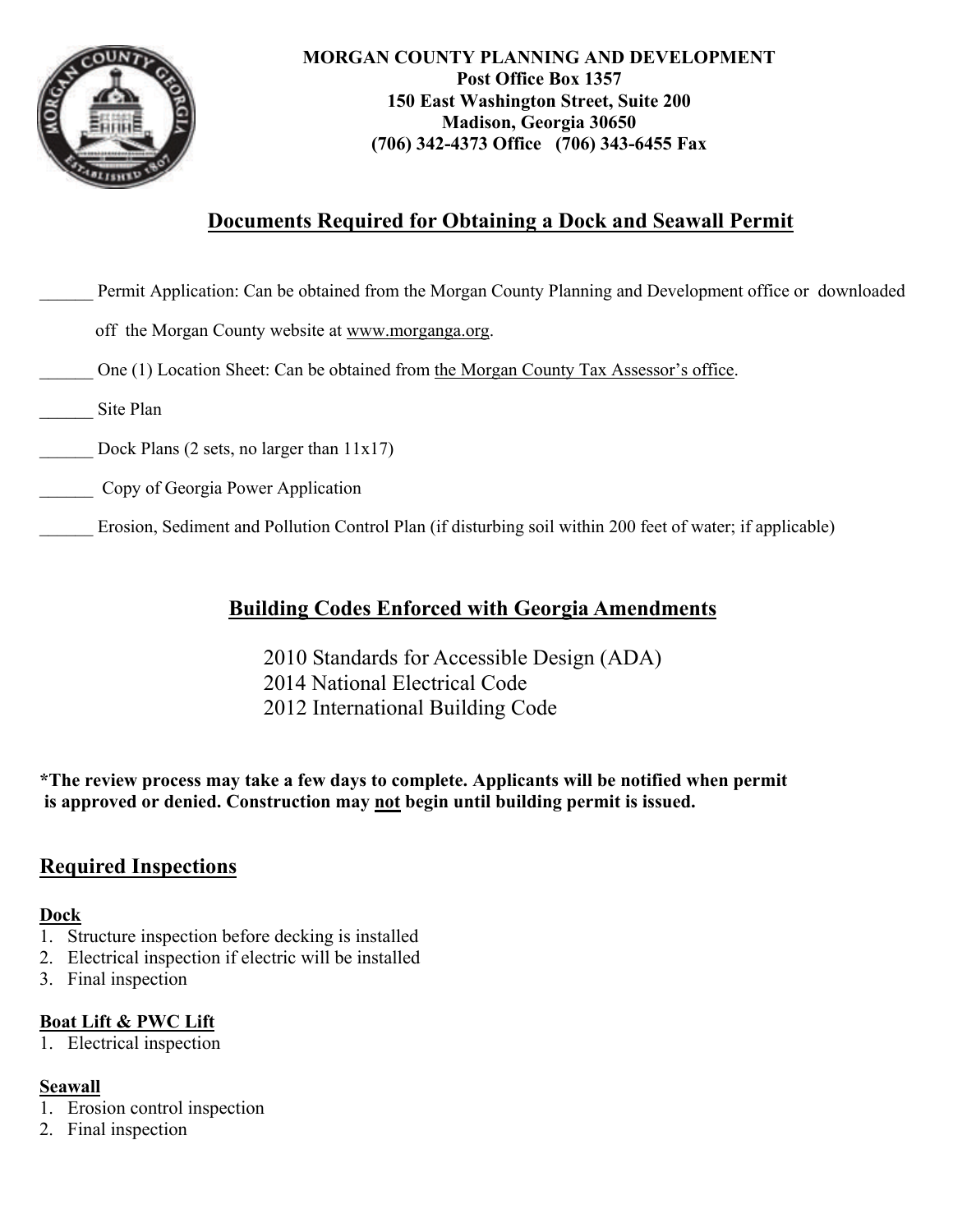**MORGAN COUNTY PLANNING AND DEVELOPMENT**
**Post Office Box 1357**
**150 East Washington Street, Suite 200**
**Madison, Georgia 30650**
**(706) 342-4373 Office (706) 343-6455 Fax**

## Documents Required for Obtaining a Dock and Seawall Permit

______ Permit Application: Can be obtained from the Morgan County Planning and Development office or downloaded off the Morgan County website at www.morganga.org.

______ One (1) Location Sheet: Can be obtained from the Morgan County Tax Assessor's office.

______ Site Plan

______ Dock Plans (2 sets, no larger than 11x17)

______ Copy of Georgia Power Application

______ Erosion, Sediment and Pollution Control Plan (if disturbing soil within 200 feet of water; if applicable)

## Building Codes Enforced with Georgia Amendments

2010 Standards for Accessible Design (ADA)
2014 National Electrical Code
2012 International Building Code

**\*The review process may take a few days to complete. Applicants will be notified when permit is approved or denied. Construction may not begin until building permit is issued.**

## Required Inspections

**Dock**

1. Structure inspection before decking is installed
2. Electrical inspection if electric will be installed
3. Final inspection

**Boat Lift & PWC Lift**

1. Electrical inspection

**Seawall**

1. Erosion control inspection
2. Final inspection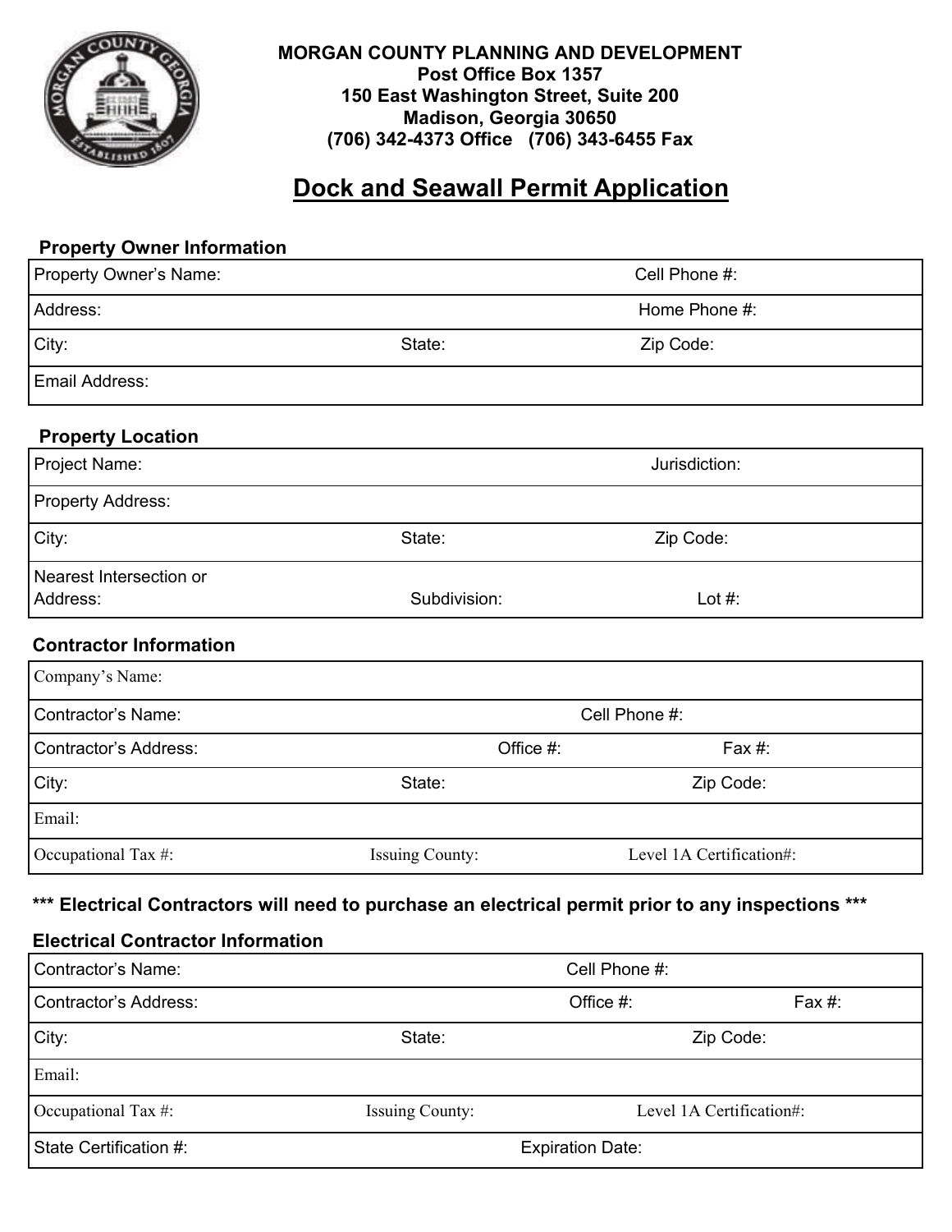**MORGAN COUNTY PLANNING AND DEVELOPMENT**
**Post Office Box 1357**
**150 East Washington Street, Suite 200**
**Madison, Georgia 30650**
**(706) 342-4373 Office (706) 343-6455 Fax**

# Dock and Seawall Permit Application

### Property Owner Information

| | | |
|---|---|---|
| Property Owner's Name: | | Cell Phone #: |
| Address: | | Home Phone #: |
| City: | State: | Zip Code: |
| Email Address: | | |

### Property Location

| | | |
|---|---|---|
| Project Name: | | Jurisdiction: |
| Property Address: | | |
| City: | State: | Zip Code: |
| Nearest Intersection or Address: | Subdivision: | Lot #: |

### Contractor Information

| | | |
|---|---|---|
| Company's Name: | | |
| Contractor's Name: | | Cell Phone #: |
| Contractor's Address: | Office #: | Fax #: |
| City: | State: | Zip Code: |
| Email: | | |
| Occupational Tax #: | Issuing County: | Level 1A Certification#: |

**\*\*\* Electrical Contractors will need to purchase an electrical permit prior to any inspections \*\*\***

### Electrical Contractor Information

| | | |
|---|---|---|
| Contractor's Name: | | Cell Phone #: |
| Contractor's Address: | Office #: | Fax #: |
| City: | State: | Zip Code: |
| Email: | | |
| Occupational Tax #: | Issuing County: | Level 1A Certification#: |
| State Certification #: | Expiration Date: | |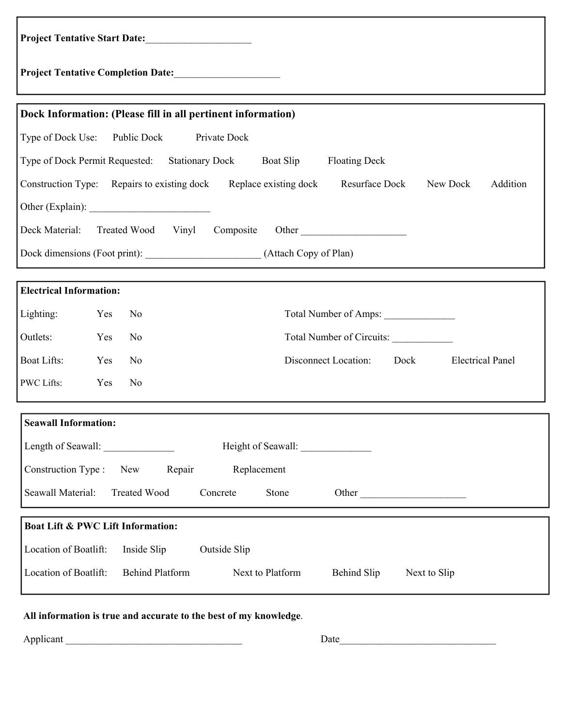**Project Tentative Start Date:**_____________________

**Project Tentative Completion Date:**_____________________

**Dock Information: (Please fill in all pertinent information)**

Type of Dock Use: Public Dock Private Dock

Type of Dock Permit Requested: Stationary Dock Boat Slip Floating Deck

Construction Type: Repairs to existing dock Replace existing dock Resurface Dock New Dock Addition

Other (Explain): ________________________

Deck Material: Treated Wood Vinyl Composite Other _____________________

Dock dimensions (Foot print): ______________________ (Attach Copy of Plan)

**Electrical Information:**

Lighting: Yes No

Outlets: Yes No

Boat Lifts: Yes No

PWC Lifts: Yes No

Total Number of Amps: ______________

Total Number of Circuits: ____________

Disconnect Location: Dock Electrical Panel

**Seawall Information:**

Length of Seawall: ______________ Height of Seawall: ______________

Construction Type : New Repair Replacement

Seawall Material: Treated Wood Concrete Stone Other _____________________

**Boat Lift & PWC Lift Information:**

Location of Boatlift: Inside Slip Outside Slip

Location of Boatlift: Behind Platform Next to Platform Behind Slip Next to Slip

**All information is true and accurate to the best of my knowledge**.

Applicant ___________________________________ Date_______________________________